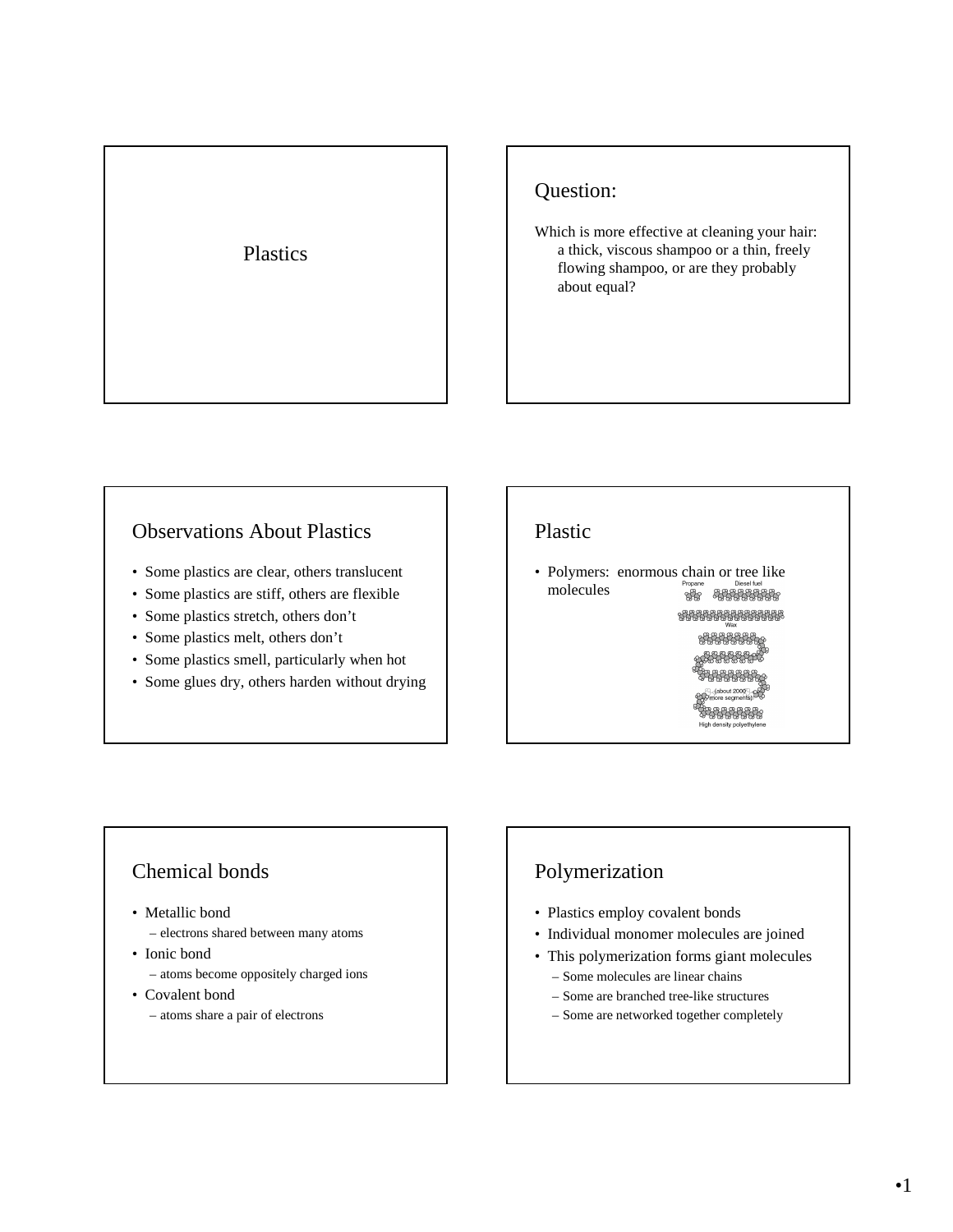# Plastics

## Question:

Which is more effective at cleaning your hair: a thick, viscous shampoo or a thin, freely flowing shampoo, or are they probably about equal?

## Observations About Plastics

- Some plastics are clear, others translucent
- Some plastics are stiff, others are flexible
- Some plastics stretch, others don't
- Some plastics melt, others don't
- Some plastics smell, particularly when hot
- Some glues dry, others harden without drying

## Plastic

- Polymers: enormous chain or tree like molecules

Propane Diesel fuel

Wax

(about 2000 more segments)

High density polyethylene

## Chemical bonds

- Metallic bond
  - electrons shared between many atoms
- Ionic bond
  - atoms become oppositely charged ions
- Covalent bond
  - atoms share a pair of electrons

## Polymerization

- Plastics employ covalent bonds
- Individual monomer molecules are joined
- This polymerization forms giant molecules
  - Some molecules are linear chains
  - Some are branched tree-like structures
  - Some are networked together completely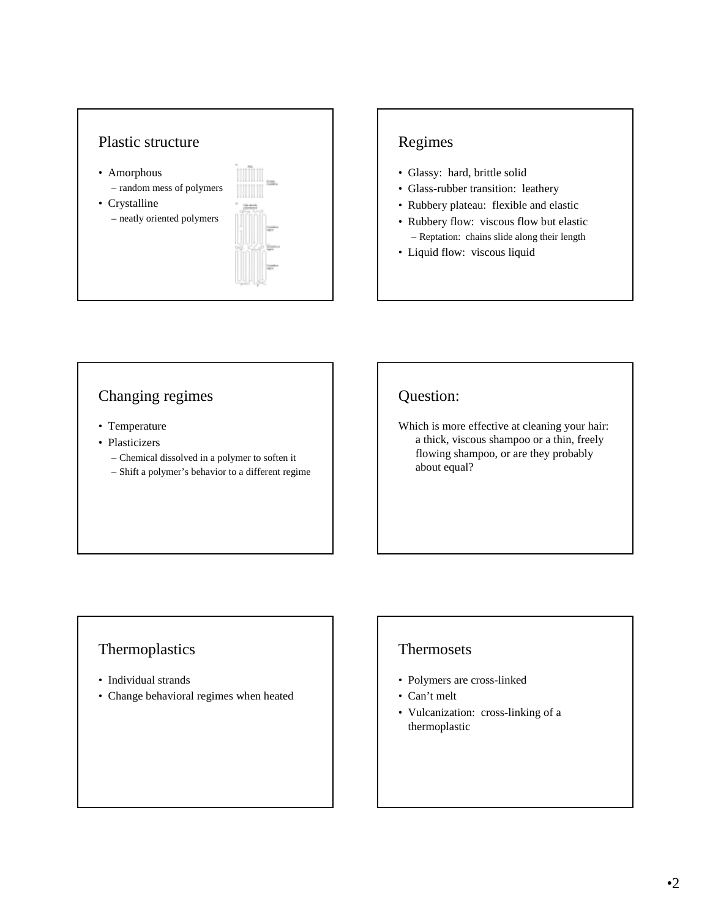## Plastic structure

- Amorphous
  - random mess of polymers
- Crystalline
  - neatly oriented polymers

## Regimes

- Glassy: hard, brittle solid
- Glass-rubber transition: leathery
- Rubbery plateau: flexible and elastic
- Rubbery flow: viscous flow but elastic
  - Reptation: chains slide along their length
- Liquid flow: viscous liquid

## Changing regimes

- Temperature
- Plasticizers
  - Chemical dissolved in a polymer to soften it
  - Shift a polymer's behavior to a different regime

## Question:

Which is more effective at cleaning your hair: a thick, viscous shampoo or a thin, freely flowing shampoo, or are they probably about equal?

## Thermoplastics

- Individual strands
- Change behavioral regimes when heated

## Thermosets

- Polymers are cross-linked
- Can't melt
- Vulcanization: cross-linking of a thermoplastic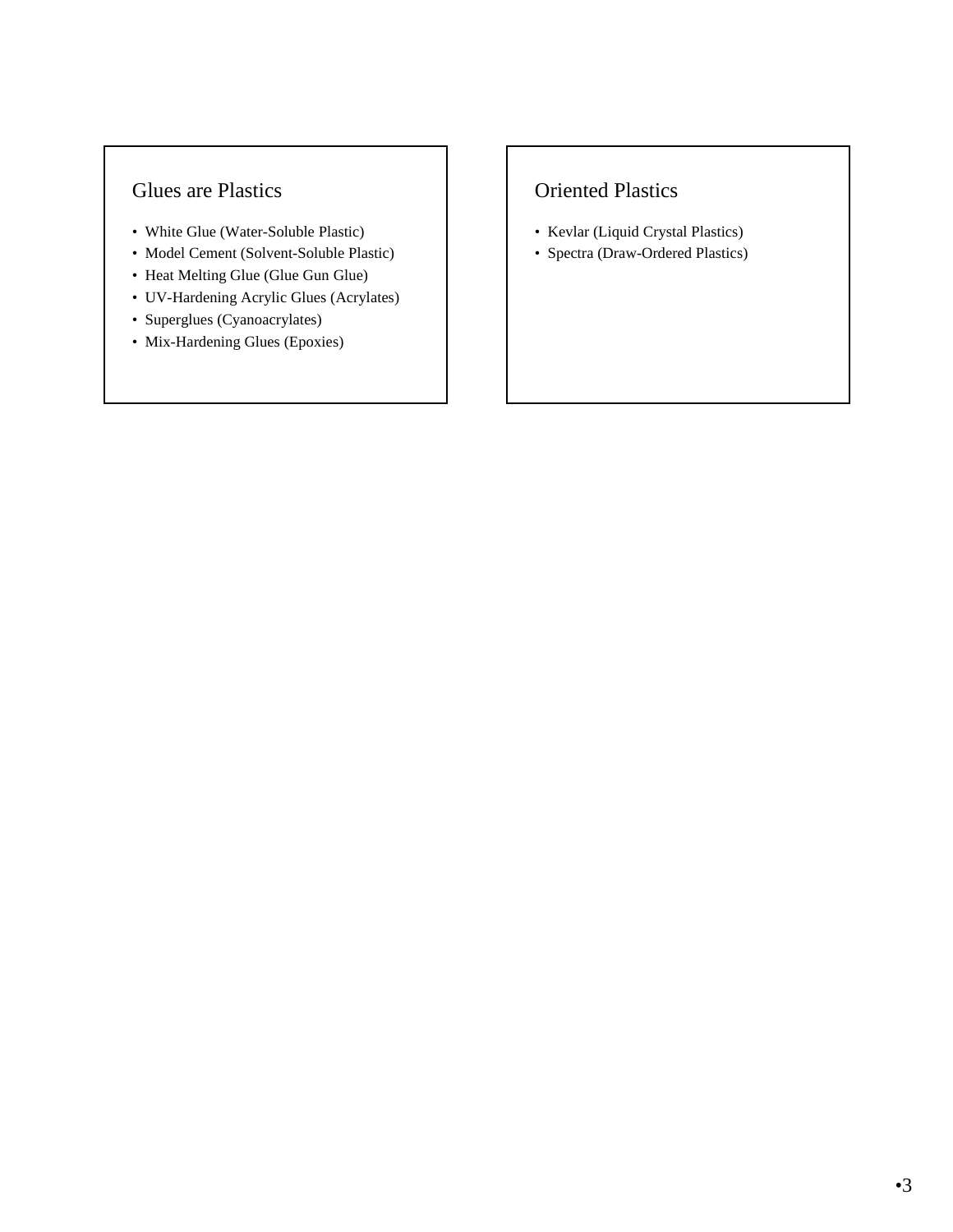## Glues are Plastics

- White Glue (Water-Soluble Plastic)
- Model Cement (Solvent-Soluble Plastic)
- Heat Melting Glue (Glue Gun Glue)
- UV-Hardening Acrylic Glues (Acrylates)
- Superglues (Cyanoacrylates)
- Mix-Hardening Glues (Epoxies)

## Oriented Plastics

- Kevlar (Liquid Crystal Plastics)
- Spectra (Draw-Ordered Plastics)